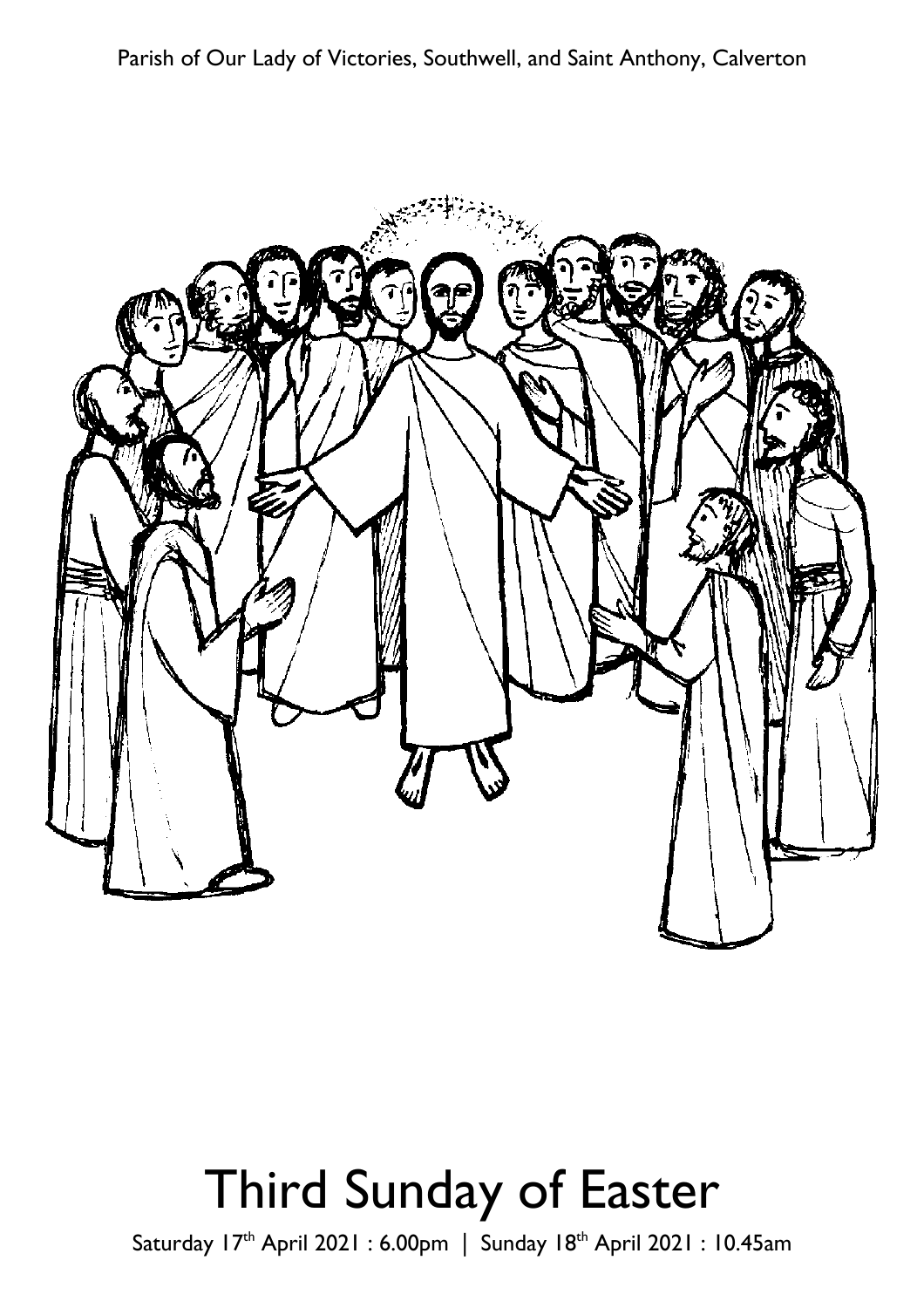Parish of Our Lady of Victories, Southwell, and Saint Anthony, Calverton

# Third Sunday of Easter

Saturday 17th April 2021 : 6.00pm | Sunday 18th April 2021 : 10.45am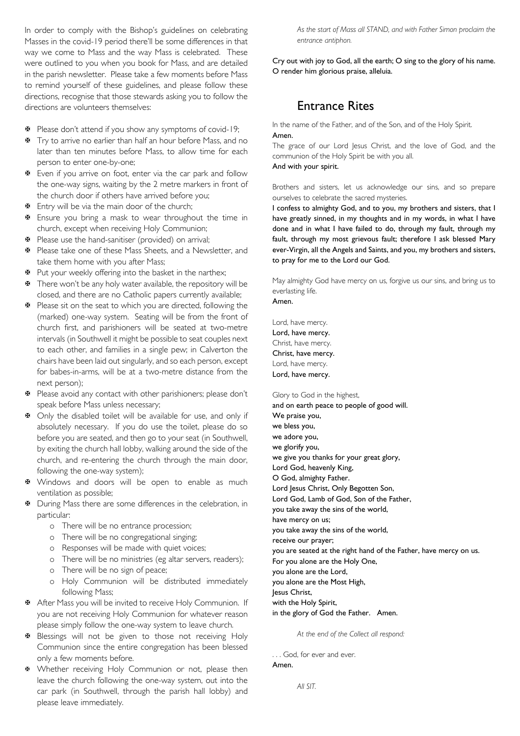In order to comply with the Bishop's guidelines on celebrating Masses in the covid-19 period there'll be some differences in that way we come to Mass and the way Mass is celebrated. These were outlined to you when you book for Mass, and are detailed in the parish newsletter. Please take a few moments before Mass to remind yourself of these guidelines, and please follow these directions, recognise that those stewards asking you to follow the directions are volunteers themselves:

- Please don't attend if you show any symptoms of covid-19;
- Try to arrive no earlier than half an hour before Mass, and no later than ten minutes before Mass, to allow time for each person to enter one-by-one;
- Even if you arrive on foot, enter via the car park and follow the one-way signs, waiting by the 2 metre markers in front of the church door if others have arrived before you;
- Entry will be via the main door of the church;
- Ensure you bring a mask to wear throughout the time in church, except when receiving Holy Communion;
- Please use the hand-sanitiser (provided) on arrival;
- Please take one of these Mass Sheets, and a Newsletter, and take them home with you after Mass;
- Put your weekly offering into the basket in the narthex;
- There won't be any holy water available, the repository will be closed, and there are no Catholic papers currently available;
- Please sit on the seat to which you are directed, following the (marked) one-way system. Seating will be from the front of church first, and parishioners will be seated at two-metre intervals (in Southwell it might be possible to seat couples next to each other, and families in a single pew; in Calverton the chairs have been laid out singularly, and so each person, except for babes-in-arms, will be at a two-metre distance from the next person);
- Please avoid any contact with other parishioners; please don't speak before Mass unless necessary;
- Only the disabled toilet will be available for use, and only if absolutely necessary. If you do use the toilet, please do so before you are seated, and then go to your seat (in Southwell, by exiting the church hall lobby, walking around the side of the church, and re-entering the church through the main door, following the one-way system);
- Windows and doors will be open to enable as much ventilation as possible;
- During Mass there are some differences in the celebration, in particular:
  - There will be no entrance procession;
  - There will be no congregational singing;
  - Responses will be made with quiet voices;
  - There will be no ministries (eg altar servers, readers);
  - There will be no sign of peace;
  - Holy Communion will be distributed immediately following Mass;
- After Mass you will be invited to receive Holy Communion. If you are not receiving Holy Communion for whatever reason please simply follow the one-way system to leave church.
- Blessings will not be given to those not receiving Holy Communion since the entire congregation has been blessed only a few moments before.
- Whether receiving Holy Communion or not, please then leave the church following the one-way system, out into the car park (in Southwell, through the parish hall lobby) and please leave immediately.

*As the start of Mass all STAND, and with Father Simon proclaim the entrance antiphon.*

**Cry out with joy to God, all the earth; O sing to the glory of his name. O render him glorious praise, alleluia.**

## Entrance Rites

In the name of the Father, and of the Son, and of the Holy Spirit.
**Amen.**
The grace of our Lord Jesus Christ, and the love of God, and the communion of the Holy Spirit be with you all.
**And with your spirit.**

Brothers and sisters, let us acknowledge our sins, and so prepare ourselves to celebrate the sacred mysteries.
**I confess to almighty God, and to you, my brothers and sisters, that I have greatly sinned, in my thoughts and in my words, in what I have done and in what I have failed to do, through my fault, through my fault, through my most grievous fault; therefore I ask blessed Mary ever-Virgin, all the Angels and Saints, and you, my brothers and sisters, to pray for me to the Lord our God.**

May almighty God have mercy on us, forgive us our sins, and bring us to everlasting life.
**Amen.**

Lord, have mercy.
**Lord, have mercy.**
Christ, have mercy.
**Christ, have mercy.**
Lord, have mercy.
**Lord, have mercy.**

Glory to God in the highest,
**and on earth peace to people of good will.**
**We praise you,**
**we bless you,**
**we adore you,**
**we glorify you,**
**we give you thanks for your great glory,**
**Lord God, heavenly King,**
**O God, almighty Father.**
**Lord Jesus Christ, Only Begotten Son,**
**Lord God, Lamb of God, Son of the Father,**
**you take away the sins of the world,**
**have mercy on us;**
**you take away the sins of the world,**
**receive our prayer;**
**you are seated at the right hand of the Father, have mercy on us.**
**For you alone are the Holy One,**
**you alone are the Lord,**
**you alone are the Most High,**
**Jesus Christ,**
**with the Holy Spirit,**
**in the glory of God the Father. Amen.**

*At the end of the Collect all respond:*

. . . God, for ever and ever.
**Amen.**

*All SIT.*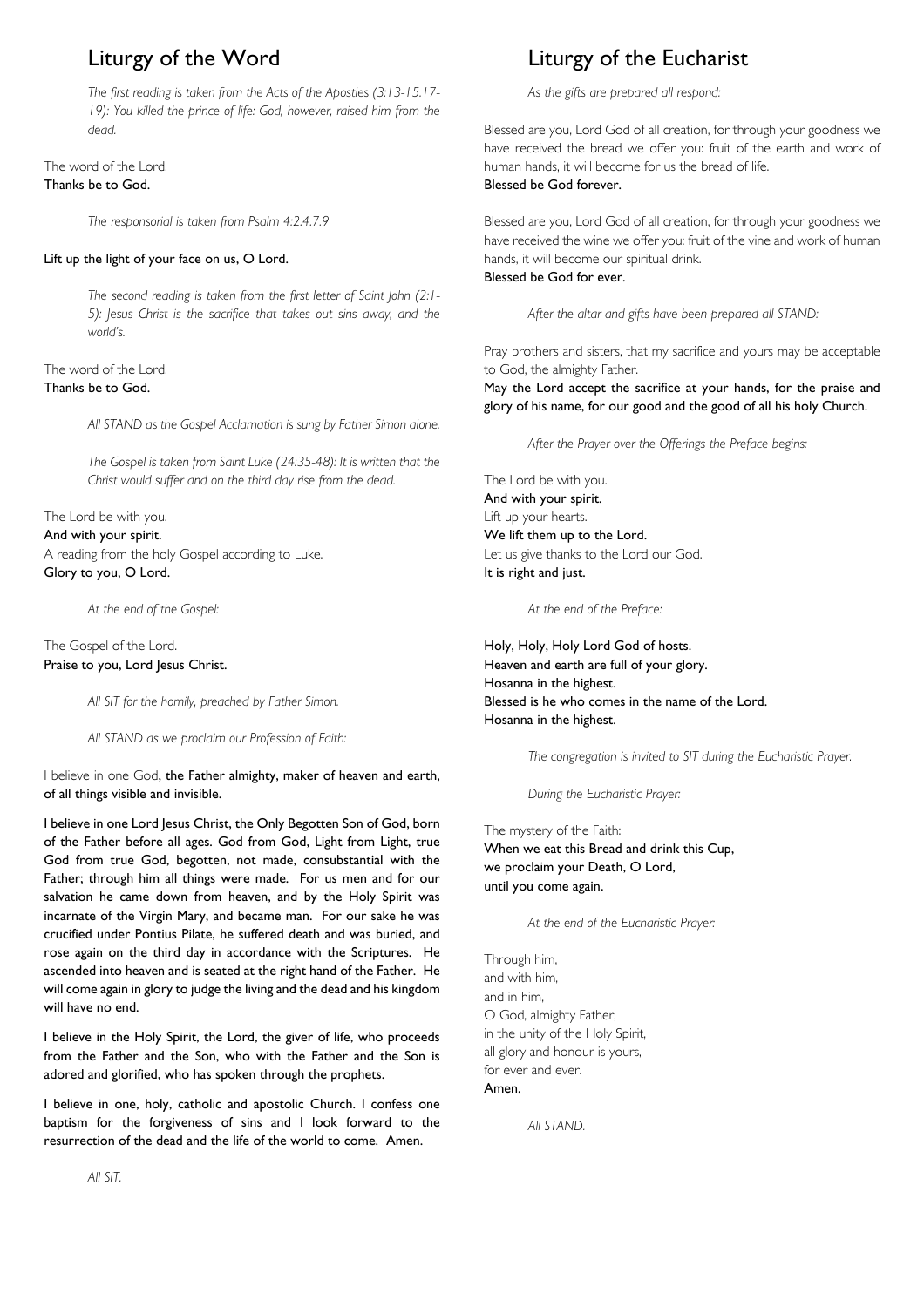## Liturgy of the Word

*The first reading is taken from the Acts of the Apostles (3:13-15.17-19): You killed the prince of life: God, however, raised him from the dead.*

The word of the Lord.
**Thanks be to God.**

*The responsorial is taken from Psalm 4:2.4.7.9*

**Lift up the light of your face on us, O Lord.**

*The second reading is taken from the first letter of Saint John (2:1-5): Jesus Christ is the sacrifice that takes out sins away, and the world's.*

The word of the Lord.
**Thanks be to God.**

*All STAND as the Gospel Acclamation is sung by Father Simon alone.*

*The Gospel is taken from Saint Luke (24:35-48): It is written that the Christ would suffer and on the third day rise from the dead.*

The Lord be with you.
**And with your spirit.**
A reading from the holy Gospel according to Luke.
**Glory to you, O Lord.**

*At the end of the Gospel:*

The Gospel of the Lord.
**Praise to you, Lord Jesus Christ.**

*All SIT for the homily, preached by Father Simon.*

*All STAND as we proclaim our Profession of Faith:*

I believe in one God, **the Father almighty, maker of heaven and earth, of all things visible and invisible.**

**I believe in one Lord Jesus Christ, the Only Begotten Son of God, born of the Father before all ages. God from God, Light from Light, true God from true God, begotten, not made, consubstantial with the Father; through him all things were made. For us men and for our salvation he came down from heaven, and by the Holy Spirit was incarnate of the Virgin Mary, and became man. For our sake he was crucified under Pontius Pilate, he suffered death and was buried, and rose again on the third day in accordance with the Scriptures. He ascended into heaven and is seated at the right hand of the Father. He will come again in glory to judge the living and the dead and his kingdom will have no end.**

**I believe in the Holy Spirit, the Lord, the giver of life, who proceeds from the Father and the Son, who with the Father and the Son is adored and glorified, who has spoken through the prophets.**

**I believe in one, holy, catholic and apostolic Church. I confess one baptism for the forgiveness of sins and I look forward to the resurrection of the dead and the life of the world to come. Amen.**

*All SIT.*

## Liturgy of the Eucharist

*As the gifts are prepared all respond:*

Blessed are you, Lord God of all creation, for through your goodness we have received the bread we offer you: fruit of the earth and work of human hands, it will become for us the bread of life.
**Blessed be God forever.**

Blessed are you, Lord God of all creation, for through your goodness we have received the wine we offer you: fruit of the vine and work of human hands, it will become our spiritual drink.
**Blessed be God for ever.**

*After the altar and gifts have been prepared all STAND:*

Pray brothers and sisters, that my sacrifice and yours may be acceptable to God, the almighty Father.
**May the Lord accept the sacrifice at your hands, for the praise and glory of his name, for our good and the good of all his holy Church.**

*After the Prayer over the Offerings the Preface begins:*

The Lord be with you.
**And with your spirit.**
Lift up your hearts.
**We lift them up to the Lord.**
Let us give thanks to the Lord our God.
**It is right and just.**

*At the end of the Preface:*

**Holy, Holy, Holy Lord God of hosts.**
**Heaven and earth are full of your glory.**
**Hosanna in the highest.**
**Blessed is he who comes in the name of the Lord.**
**Hosanna in the highest.**

*The congregation is invited to SIT during the Eucharistic Prayer.*

*During the Eucharistic Prayer:*

The mystery of the Faith:
**When we eat this Bread and drink this Cup,**
**we proclaim your Death, O Lord,**
**until you come again.**

*At the end of the Eucharistic Prayer:*

Through him,
and with him,
and in him,
O God, almighty Father,
in the unity of the Holy Spirit,
all glory and honour is yours,
for ever and ever.
**Amen.**

*All STAND.*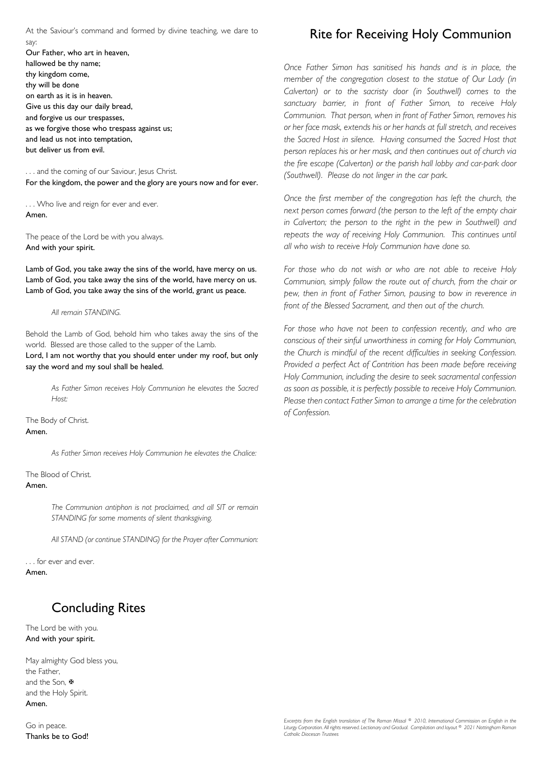At the Saviour's command and formed by divine teaching, we dare to say:

**Our Father, who art in heaven,**
**hallowed be thy name;**
**thy kingdom come,**
**thy will be done**
**on earth as it is in heaven.**
**Give us this day our daily bread,**
**and forgive us our trespasses,**
**as we forgive those who trespass against us;**
**and lead us not into temptation,**
**but deliver us from evil.**

. . . and the coming of our Saviour, Jesus Christ.
**For the kingdom, the power and the glory are yours now and for ever.**

. . . Who live and reign for ever and ever.
**Amen.**

The peace of the Lord be with you always.
**And with your spirit.**

**Lamb of God, you take away the sins of the world, have mercy on us.**
**Lamb of God, you take away the sins of the world, have mercy on us.**
**Lamb of God, you take away the sins of the world, grant us peace.**

*All remain STANDING.*

Behold the Lamb of God, behold him who takes away the sins of the world. Blessed are those called to the supper of the Lamb.
**Lord, I am not worthy that you should enter under my roof, but only say the word and my soul shall be healed.**

*As Father Simon receives Holy Communion he elevates the Sacred Host:*

The Body of Christ.
**Amen.**

*As Father Simon receives Holy Communion he elevates the Chalice:*

The Blood of Christ.
**Amen.**

*The Communion antiphon is not proclaimed, and all SIT or remain STANDING for some moments of silent thanksgiving.*

*All STAND (or continue STANDING) for the Prayer after Communion:*

. . . for ever and ever.
**Amen.**

## Concluding Rites

The Lord be with you.
**And with your spirit.**

May almighty God bless you,
the Father,
and the Son, ✠
and the Holy Spirit.
**Amen.**

Go in peace.
**Thanks be to God!**

## Rite for Receiving Holy Communion

*Once Father Simon has sanitised his hands and is in place, the member of the congregation closest to the statue of Our Lady (in Calverton) or to the sacristy door (in Southwell) comes to the sanctuary barrier, in front of Father Simon, to receive Holy Communion. That person, when in front of Father Simon, removes his or her face mask, extends his or her hands at full stretch, and receives the Sacred Host in silence. Having consumed the Sacred Host that person replaces his or her mask, and then continues out of church via the fire escape (Calverton) or the parish hall lobby and car-park door (Southwell). Please do not linger in the car park.*

*Once the first member of the congregation has left the church, the next person comes forward (the person to the left of the empty chair in Calverton; the person to the right in the pew in Southwell) and repeats the way of receiving Holy Communion. This continues until all who wish to receive Holy Communion have done so.*

*For those who do not wish or who are not able to receive Holy Communion, simply follow the route out of church, from the chair or pew, then in front of Father Simon, pausing to bow in reverence in front of the Blessed Sacrament, and then out of the church.*

*For those who have not been to confession recently, and who are conscious of their sinful unworthiness in coming for Holy Communion, the Church is mindful of the recent difficulties in seeking Confession. Provided a perfect Act of Contrition has been made before receiving Holy Communion, including the desire to seek sacramental confession as soon as possible, it is perfectly possible to receive Holy Communion. Please then contact Father Simon to arrange a time for the celebration of Confession.*

*Excerpts from the English translation of The Roman Missal © 2010, International Commission on English in the Liturgy Corporation. All rights reserved. Lectionary and Gradual. Compilation and layout © 2021 Nottingham Roman Catholic Diocesan Trustees*